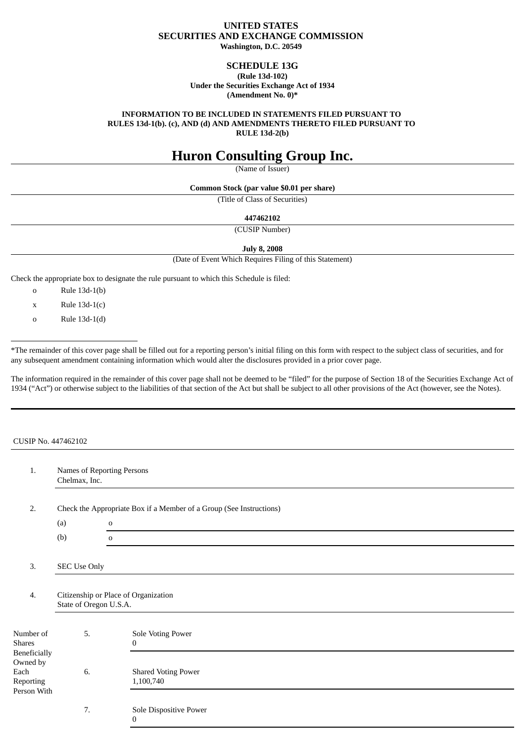**UNITED STATES**
**SECURITIES AND EXCHANGE COMMISSION**
**Washington, D.C. 20549**

**SCHEDULE 13G**
**(Rule 13d-102)**
**Under the Securities Exchange Act of 1934**
**(Amendment No. 0)***

**INFORMATION TO BE INCLUDED IN STATEMENTS FILED PURSUANT TO RULES 13d-1(b). (c), AND (d) AND AMENDMENTS THERETO FILED PURSUANT TO RULE 13d-2(b)**

# Huron Consulting Group Inc.

(Name of Issuer)

**Common Stock (par value $0.01 per share)**

(Title of Class of Securities)

**447462102**

(CUSIP Number)

**July 8, 2008**

(Date of Event Which Requires Filing of this Statement)

Check the appropriate box to designate the rule pursuant to which this Schedule is filed:

o Rule 13d-1(b)

x Rule 13d-1(c)

o Rule 13d-1(d)

---

*The remainder of this cover page shall be filled out for a reporting person's initial filing on this form with respect to the subject class of securities, and for any subsequent amendment containing information which would alter the disclosures provided in a prior cover page.

The information required in the remainder of this cover page shall not be deemed to be "filed" for the purpose of Section 18 of the Securities Exchange Act of 1934 ("Act") or otherwise subject to the liabilities of that section of the Act but shall be subject to all other provisions of the Act (however, see the Notes).

---

CUSIP No. 447462102

| | | |
|---|---|---|
| 1. | Names of Reporting Persons<br>Chelmax, Inc. | |
| 2. | Check the Appropriate Box if a Member of a Group (See Instructions) | |
| | (a) | o |
| | (b) | o |
| 3. | SEC Use Only | |
| 4. | Citizenship or Place of Organization<br>State of Oregon U.S.A. | |

| Number of Shares Beneficially Owned by Each Reporting Person With | | |
|---|---|---|
| | 5. | Sole Voting Power<br>0 |
| | 6. | Shared Voting Power<br>1,100,740 |
| | 7. | Sole Dispositive Power<br>0 |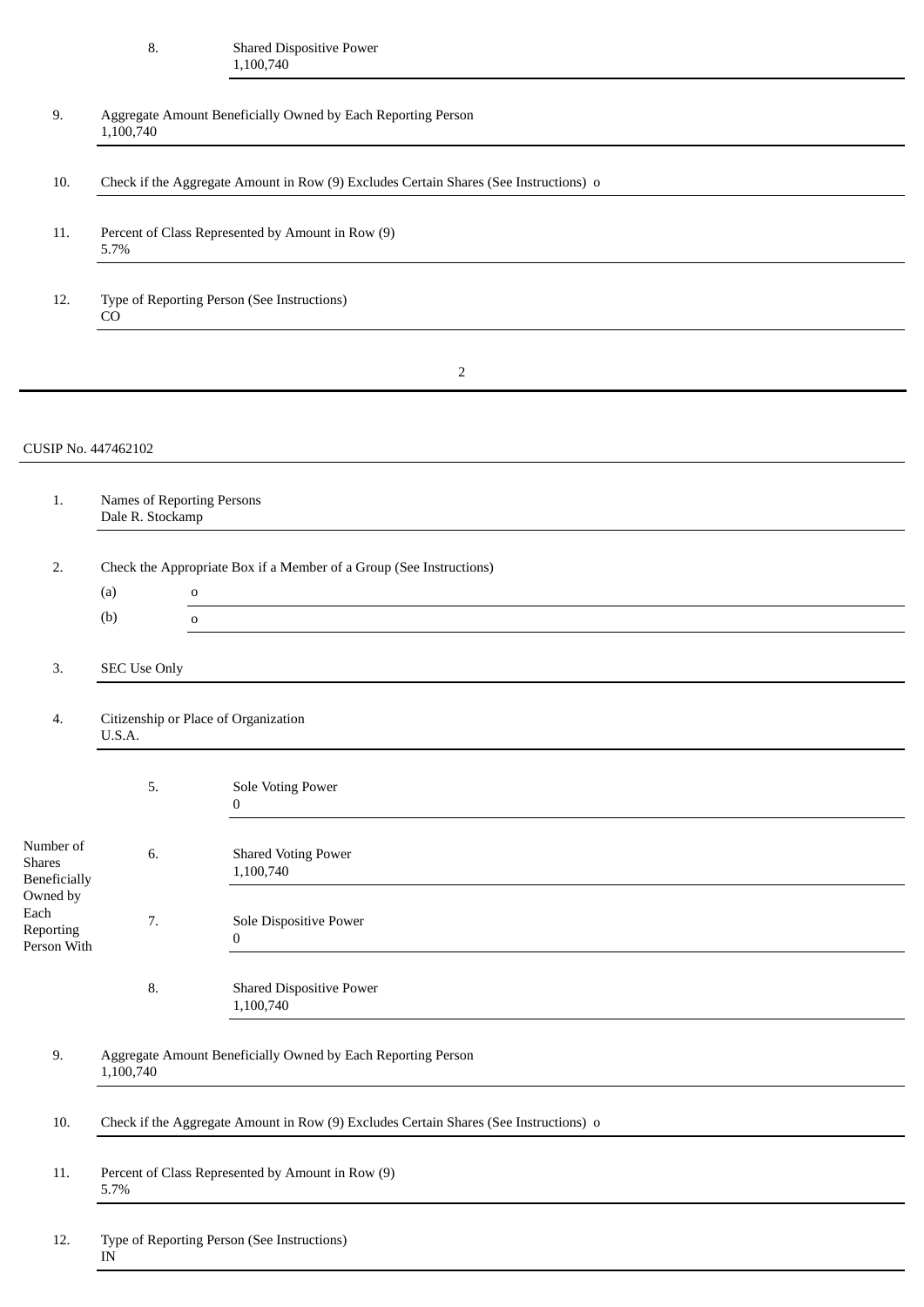| | | |
|---|---|---|
| | 8. | Shared Dispositive Power<br>1,100,740 |

| | |
|---|---|
| 9. | Aggregate Amount Beneficially Owned by Each Reporting Person<br>1,100,740 |
| 10. | Check if the Aggregate Amount in Row (9) Excludes Certain Shares (See Instructions) o |
| 11. | Percent of Class Represented by Amount in Row (9)<br>5.7% |
| 12. | Type of Reporting Person (See Instructions)<br>CO |

CUSIP No. 447462102

| | |
|---|---|
| 1. | Names of Reporting Persons<br>Dale R. Stockamp |
| 2. | Check the Appropriate Box if a Member of a Group (See Instructions)<br>(a) o<br>(b) o |
| 3. | SEC Use Only |
| 4. | Citizenship or Place of Organization<br>U.S.A. |

| | | |
|---|---|---|
| Number of Shares Beneficially Owned by Each Reporting Person With | 5. | Sole Voting Power<br>0 |
| | 6. | Shared Voting Power<br>1,100,740 |
| | 7. | Sole Dispositive Power<br>0 |
| | 8. | Shared Dispositive Power<br>1,100,740 |

| | |
|---|---|
| 9. | Aggregate Amount Beneficially Owned by Each Reporting Person<br>1,100,740 |
| 10. | Check if the Aggregate Amount in Row (9) Excludes Certain Shares (See Instructions) o |
| 11. | Percent of Class Represented by Amount in Row (9)<br>5.7% |
| 12. | Type of Reporting Person (See Instructions)<br>IN |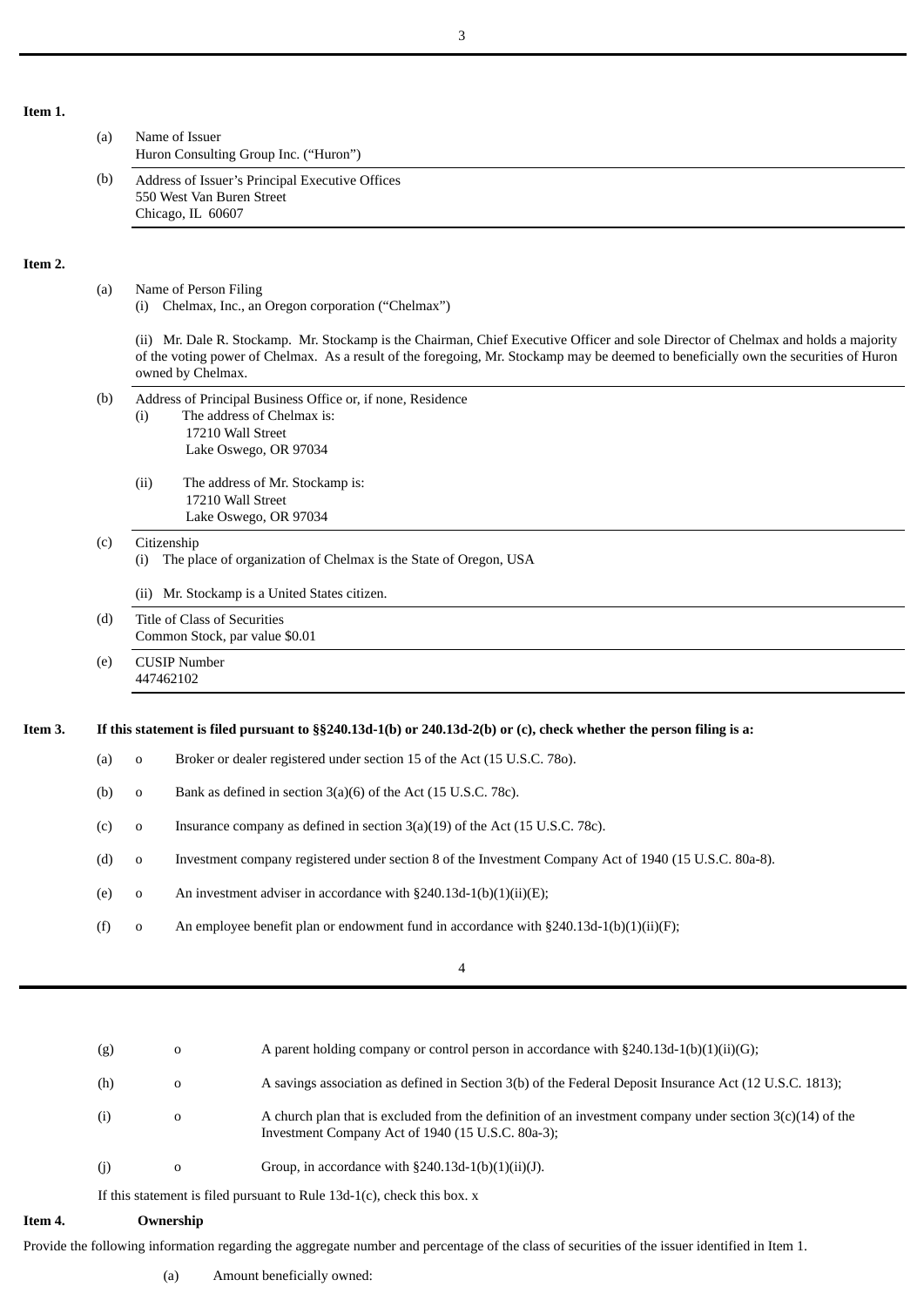**Item 1.**

(a) Name of Issuer
Huron Consulting Group Inc. (“Huron”)

(b) Address of Issuer’s Principal Executive Offices
550 West Van Buren Street
Chicago, IL 60607

**Item 2.**

(a) Name of Person Filing
(i) Chelmax, Inc., an Oregon corporation (“Chelmax”)

(ii) Mr. Dale R. Stockamp. Mr. Stockamp is the Chairman, Chief Executive Officer and sole Director of Chelmax and holds a majority of the voting power of Chelmax. As a result of the foregoing, Mr. Stockamp may be deemed to beneficially own the securities of Huron owned by Chelmax.

(b) Address of Principal Business Office or, if none, Residence
(i) The address of Chelmax is:
17210 Wall Street
Lake Oswego, OR 97034

(ii) The address of Mr. Stockamp is:
17210 Wall Street
Lake Oswego, OR 97034

(c) Citizenship
(i) The place of organization of Chelmax is the State of Oregon, USA

(ii) Mr. Stockamp is a United States citizen.

(d) Title of Class of Securities
Common Stock, par value $0.01

(e) CUSIP Number
447462102

**Item 3. If this statement is filed pursuant to §§240.13d-1(b) or 240.13d-2(b) or (c), check whether the person filing is a:**

(a) o Broker or dealer registered under section 15 of the Act (15 U.S.C. 78o).

(b) o Bank as defined in section 3(a)(6) of the Act (15 U.S.C. 78c).

(c) o Insurance company as defined in section 3(a)(19) of the Act (15 U.S.C. 78c).

(d) o Investment company registered under section 8 of the Investment Company Act of 1940 (15 U.S.C. 80a-8).

(e) o An investment adviser in accordance with §240.13d-1(b)(1)(ii)(E);

(f) o An employee benefit plan or endowment fund in accordance with §240.13d-1(b)(1)(ii)(F);

(g) o A parent holding company or control person in accordance with §240.13d-1(b)(1)(ii)(G);

(h) o A savings association as defined in Section 3(b) of the Federal Deposit Insurance Act (12 U.S.C. 1813);

(i) o A church plan that is excluded from the definition of an investment company under section 3(c)(14) of the Investment Company Act of 1940 (15 U.S.C. 80a-3);

(j) o Group, in accordance with §240.13d-1(b)(1)(ii)(J).

If this statement is filed pursuant to Rule 13d-1(c), check this box. x

**Item 4. Ownership**

Provide the following information regarding the aggregate number and percentage of the class of securities of the issuer identified in Item 1.

(a) Amount beneficially owned: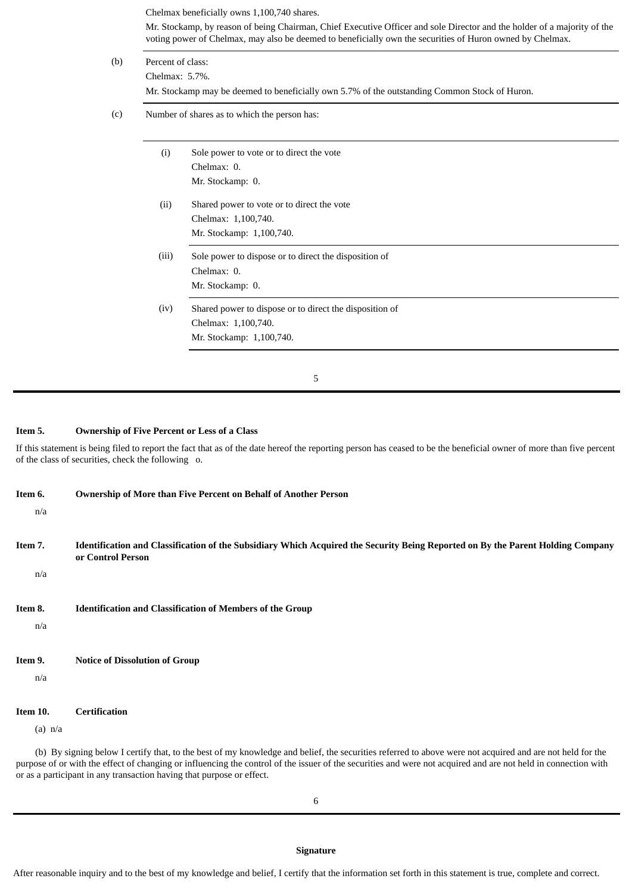Chelmax beneficially owns 1,100,740 shares.

Mr. Stockamp, by reason of being Chairman, Chief Executive Officer and sole Director and the holder of a majority of the voting power of Chelmax, may also be deemed to beneficially own the securities of Huron owned by Chelmax.

(b) Percent of class:

Chelmax: 5.7%.

Mr. Stockamp may be deemed to beneficially own 5.7% of the outstanding Common Stock of Huron.

(c) Number of shares as to which the person has:

(i) Sole power to vote or to direct the vote

Chelmax: 0.

Mr. Stockamp: 0.

(ii) Shared power to vote or to direct the vote

Chelmax: 1,100,740.

Mr. Stockamp: 1,100,740.

(iii) Sole power to dispose or to direct the disposition of

Chelmax: 0.

Mr. Stockamp: 0.

(iv) Shared power to dispose or to direct the disposition of

Chelmax: 1,100,740.

Mr. Stockamp: 1,100,740.

**Item 5. Ownership of Five Percent or Less of a Class**

If this statement is being filed to report the fact that as of the date hereof the reporting person has ceased to be the beneficial owner of more than five percent of the class of securities, check the following o.

**Item 6. Ownership of More than Five Percent on Behalf of Another Person**

n/a

**Item 7. Identification and Classification of the Subsidiary Which Acquired the Security Being Reported on By the Parent Holding Company or Control Person**

n/a

**Item 8. Identification and Classification of Members of the Group**

n/a

**Item 9. Notice of Dissolution of Group**

n/a

**Item 10. Certification**

(a) n/a

(b) By signing below I certify that, to the best of my knowledge and belief, the securities referred to above were not acquired and are not held for the purpose of or with the effect of changing or influencing the control of the issuer of the securities and were not acquired and are not held in connection with or as a participant in any transaction having that purpose or effect.

**Signature**

After reasonable inquiry and to the best of my knowledge and belief, I certify that the information set forth in this statement is true, complete and correct.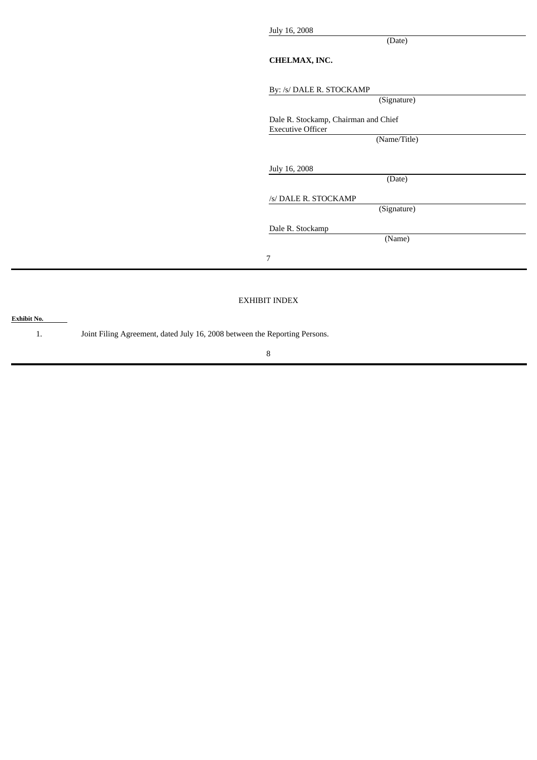July 16, 2008
(Date)

**CHELMAX, INC.**

By: /s/ DALE R. STOCKAMP
(Signature)

Dale R. Stockamp, Chairman and Chief Executive Officer
(Name/Title)

July 16, 2008
(Date)

/s/ DALE R. STOCKAMP
(Signature)

Dale R. Stockamp
(Name)

EXHIBIT INDEX

| Exhibit No. | |
| --- | --- |
| 1. | Joint Filing Agreement, dated July 16, 2008 between the Reporting Persons. |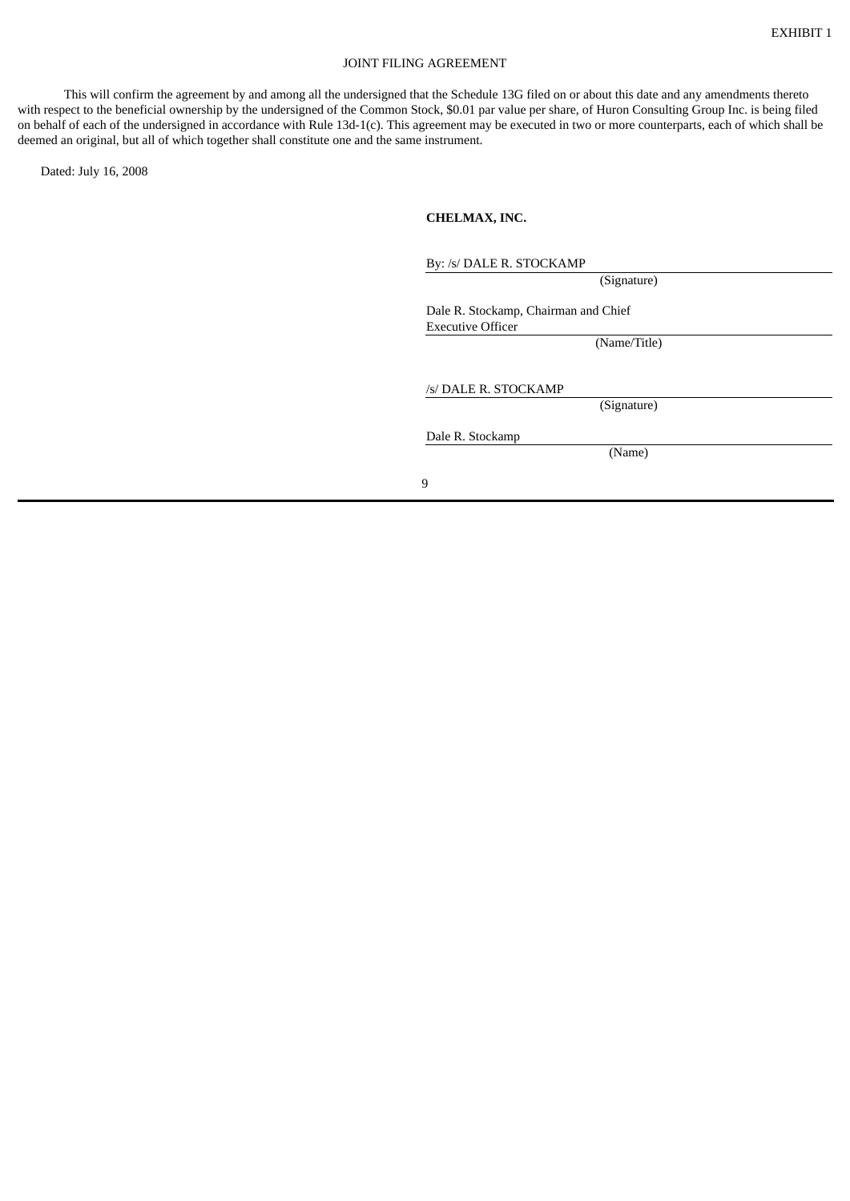EXHIBIT 1

JOINT FILING AGREEMENT

This will confirm the agreement by and among all the undersigned that the Schedule 13G filed on or about this date and any amendments thereto with respect to the beneficial ownership by the undersigned of the Common Stock, $0.01 par value per share, of Huron Consulting Group Inc. is being filed on behalf of each of the undersigned in accordance with Rule 13d-1(c). This agreement may be executed in two or more counterparts, each of which shall be deemed an original, but all of which together shall constitute one and the same instrument.

Dated: July 16, 2008

**CHELMAX, INC.**

By: /s/ DALE R. STOCKAMP
(Signature)

Dale R. Stockamp, Chairman and Chief Executive Officer
(Name/Title)

/s/ DALE R. STOCKAMP
(Signature)

Dale R. Stockamp
(Name)